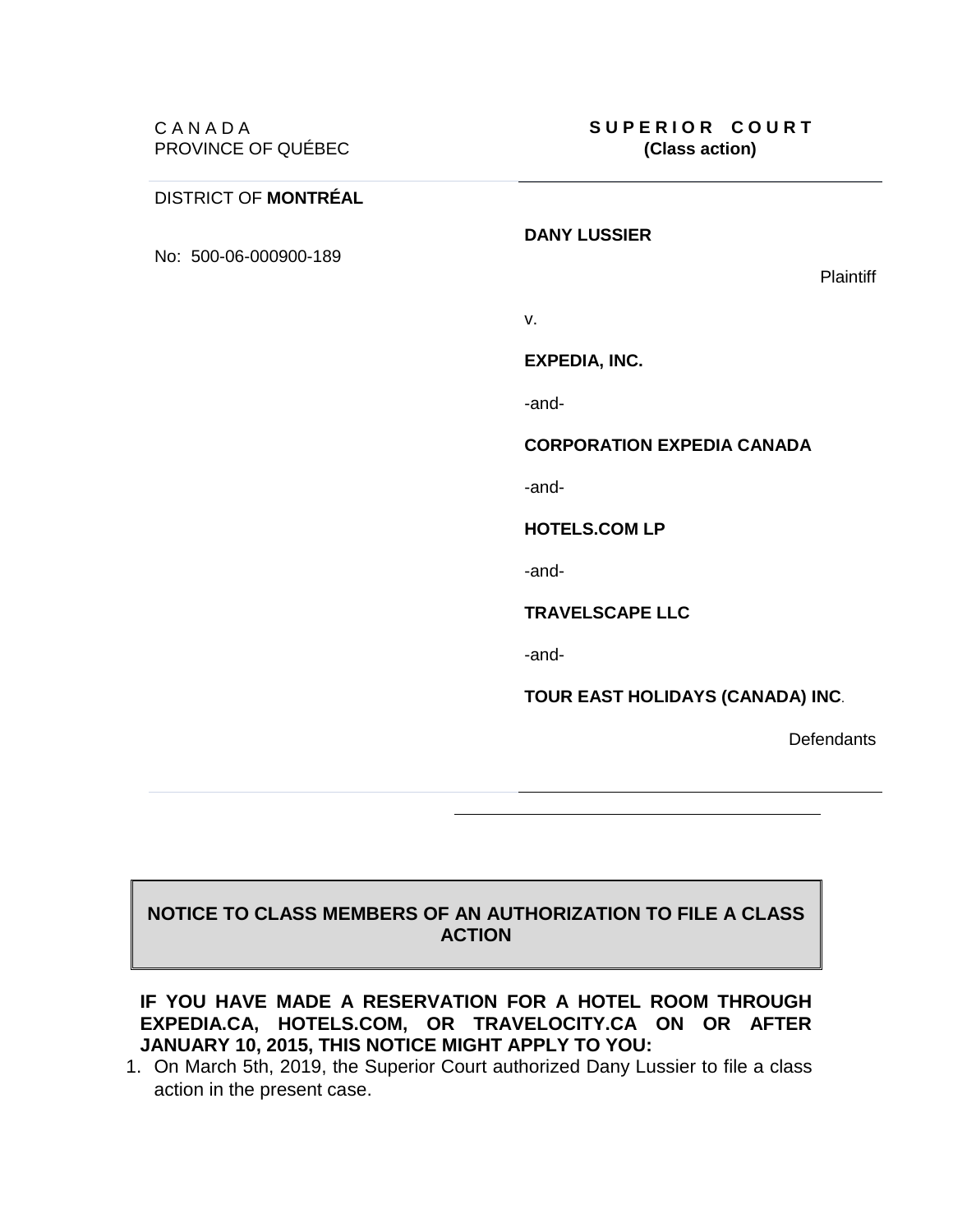C A N A D A
PROVINCE OF QUÉBEC

DISTRICT OF **MONTRÉAL**

No: 500-06-000900-189

**S U P E R I O R C O U R T**
**(Class action)**

**DANY LUSSIER**

Plaintiff

v.

**EXPEDIA, INC.**

-and-

**CORPORATION EXPEDIA CANADA**

-and-

**HOTELS.COM LP**

-and-

**TRAVELSCAPE LLC**

-and-

**TOUR EAST HOLIDAYS (CANADA) INC.**

Defendants

---

## NOTICE TO CLASS MEMBERS OF AN AUTHORIZATION TO FILE A CLASS ACTION

**IF YOU HAVE MADE A RESERVATION FOR A HOTEL ROOM THROUGH EXPEDIA.CA, HOTELS.COM, OR TRAVELOCITY.CA ON OR AFTER JANUARY 10, 2015, THIS NOTICE MIGHT APPLY TO YOU:**

1. On March 5th, 2019, the Superior Court authorized Dany Lussier to file a class action in the present case.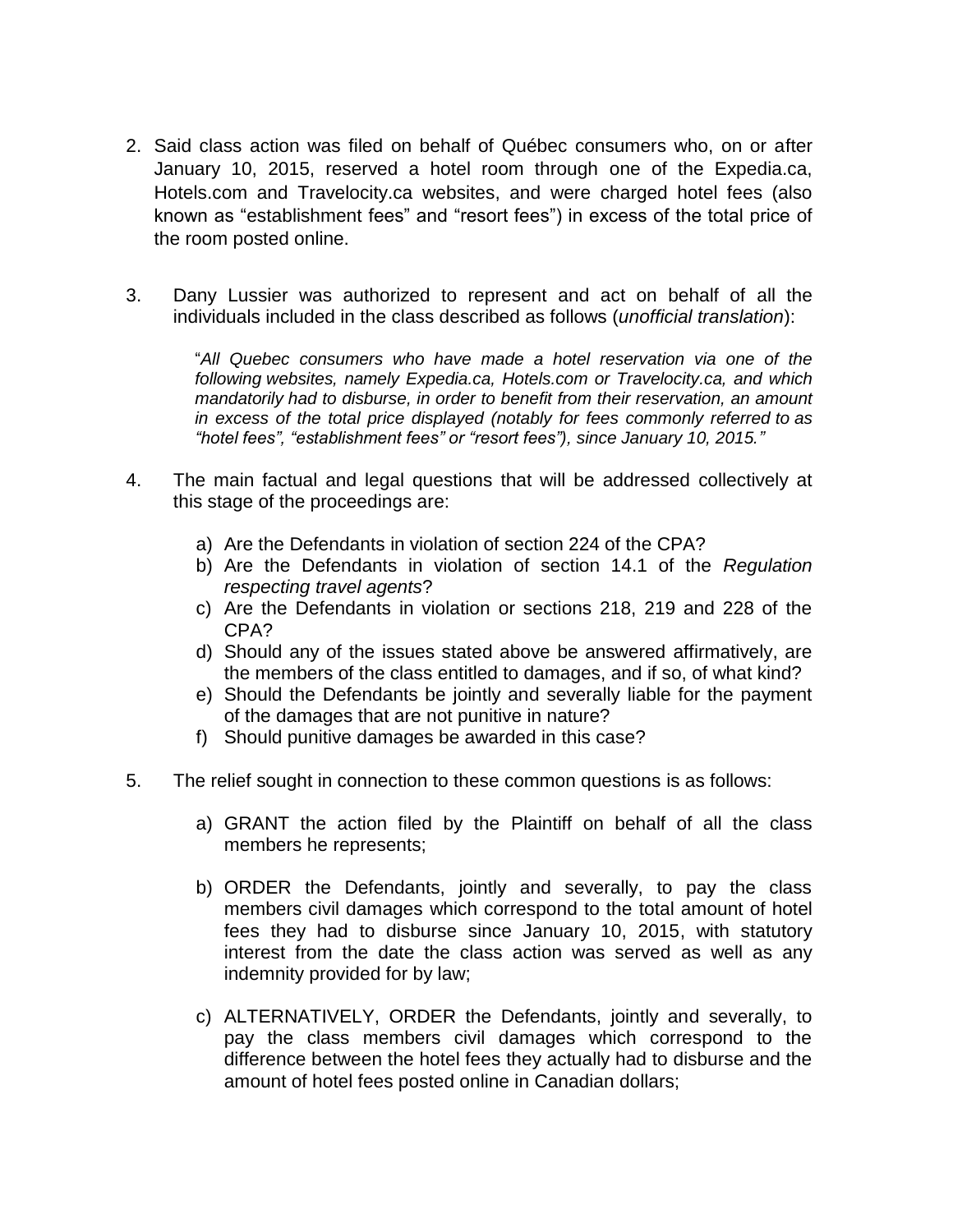2. Said class action was filed on behalf of Québec consumers who, on or after January 10, 2015, reserved a hotel room through one of the Expedia.ca, Hotels.com and Travelocity.ca websites, and were charged hotel fees (also known as "establishment fees" and "resort fees") in excess of the total price of the room posted online.

3. Dany Lussier was authorized to represent and act on behalf of all the individuals included in the class described as follows (*unofficial translation*):

   "*All Quebec consumers who have made a hotel reservation via one of the following websites, namely Expedia.ca, Hotels.com or Travelocity.ca, and which mandatorily had to disburse, in order to benefit from their reservation, an amount in excess of the total price displayed (notably for fees commonly referred to as "hotel fees", "establishment fees" or "resort fees"), since January 10, 2015.*"

4. The main factual and legal questions that will be addressed collectively at this stage of the proceedings are:

   a) Are the Defendants in violation of section 224 of the CPA?
   b) Are the Defendants in violation of section 14.1 of the *Regulation respecting travel agents*?
   c) Are the Defendants in violation or sections 218, 219 and 228 of the CPA?
   d) Should any of the issues stated above be answered affirmatively, are the members of the class entitled to damages, and if so, of what kind?
   e) Should the Defendants be jointly and severally liable for the payment of the damages that are not punitive in nature?
   f) Should punitive damages be awarded in this case?

5. The relief sought in connection to these common questions is as follows:

   a) GRANT the action filed by the Plaintiff on behalf of all the class members he represents;

   b) ORDER the Defendants, jointly and severally, to pay the class members civil damages which correspond to the total amount of hotel fees they had to disburse since January 10, 2015, with statutory interest from the date the class action was served as well as any indemnity provided for by law;

   c) ALTERNATIVELY, ORDER the Defendants, jointly and severally, to pay the class members civil damages which correspond to the difference between the hotel fees they actually had to disburse and the amount of hotel fees posted online in Canadian dollars;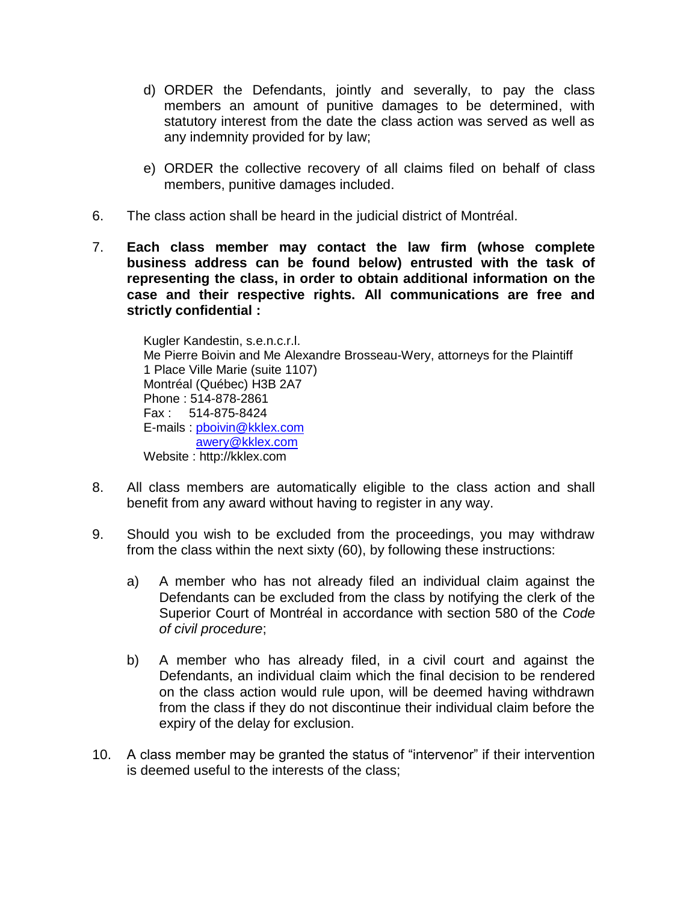d) ORDER the Defendants, jointly and severally, to pay the class members an amount of punitive damages to be determined, with statutory interest from the date the class action was served as well as any indemnity provided for by law;

e) ORDER the collective recovery of all claims filed on behalf of class members, punitive damages included.

6. The class action shall be heard in the judicial district of Montréal.

7. **Each class member may contact the law firm (whose complete business address can be found below) entrusted with the task of representing the class, in order to obtain additional information on the case and their respective rights. All communications are free and strictly confidential :**

   Kugler Kandestin, s.e.n.c.r.l.
   Me Pierre Boivin and Me Alexandre Brosseau-Wery, attorneys for the Plaintiff
   1 Place Ville Marie (suite 1107)
   Montréal (Québec) H3B 2A7
   Phone : 514-878-2861
   Fax : 514-875-8424
   E-mails : pboivin@kklex.com
   awery@kklex.com
   Website : http://kklex.com

8. All class members are automatically eligible to the class action and shall benefit from any award without having to register in any way.

9. Should you wish to be excluded from the proceedings, you may withdraw from the class within the next sixty (60), by following these instructions:

   a) A member who has not already filed an individual claim against the Defendants can be excluded from the class by notifying the clerk of the Superior Court of Montréal in accordance with section 580 of the *Code of civil procedure*;

   b) A member who has already filed, in a civil court and against the Defendants, an individual claim which the final decision to be rendered on the class action would rule upon, will be deemed having withdrawn from the class if they do not discontinue their individual claim before the expiry of the delay for exclusion.

10. A class member may be granted the status of "intervenor" if their intervention is deemed useful to the interests of the class;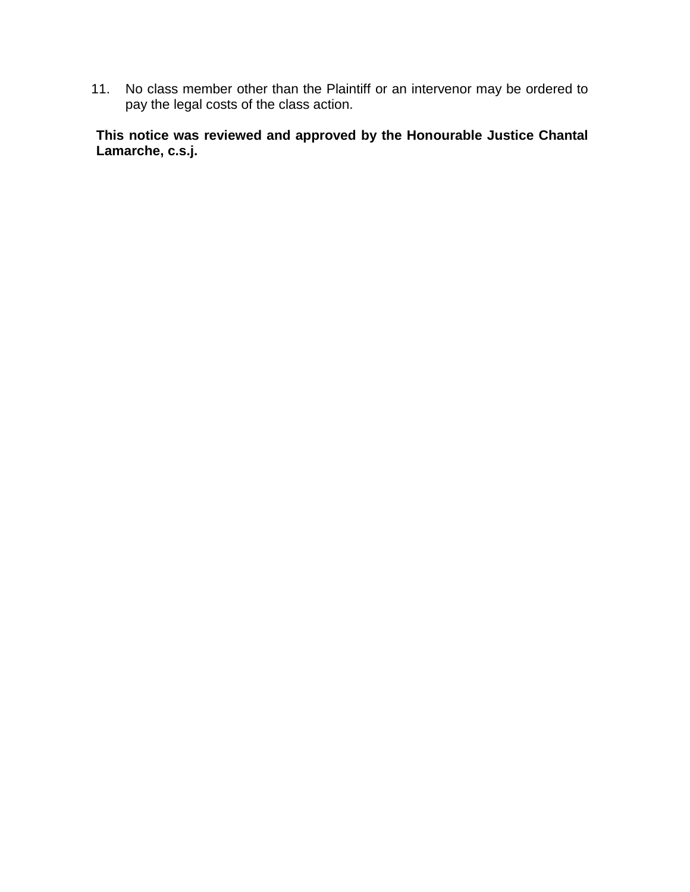11. No class member other than the Plaintiff or an intervenor may be ordered to pay the legal costs of the class action.

**This notice was reviewed and approved by the Honourable Justice Chantal Lamarche, c.s.j.**